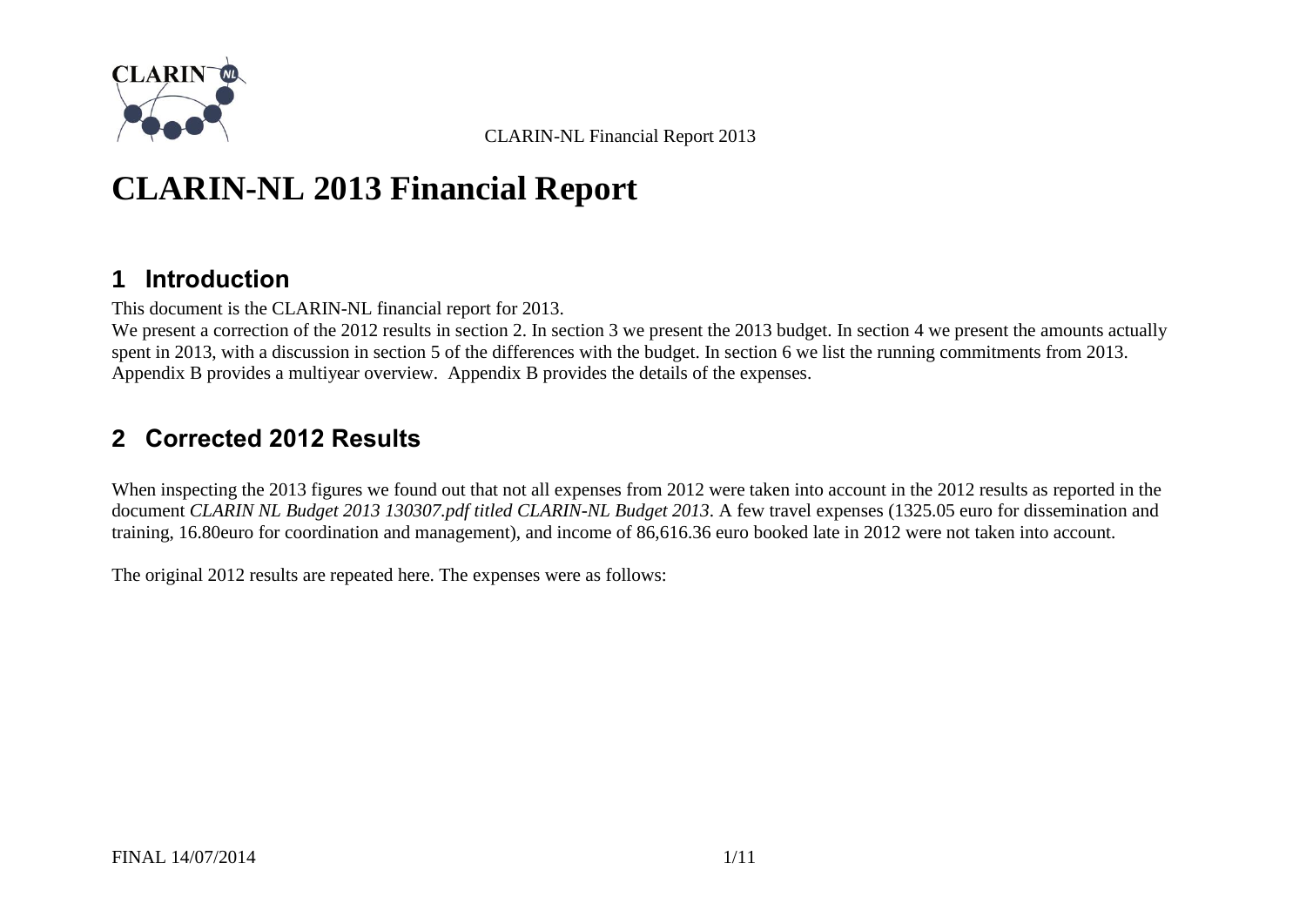# CLARIN-NL 2013 Financial Report

## 1 Introduction

This document is the CLARIN-NL financial report for 2013.
We present a correction of the 2012 results in section 2. In section 3 we present the 2013 budget. In section 4 we present the amounts actually spent in 2013, with a discussion in section 5 of the differences with the budget. In section 6 we list the running commitments from 2013. Appendix B provides a multiyear overview. Appendix B provides the details of the expenses.

## 2 Corrected 2012 Results

When inspecting the 2013 figures we found out that not all expenses from 2012 were taken into account in the 2012 results as reported in the document *CLARIN NL Budget 2013 130307.pdf titled CLARIN-NL Budget 2013*. A few travel expenses (1325.05 euro for dissemination and training, 16.80euro for coordination and management), and income of 86,616.36 euro booked late in 2012 were not taken into account.

The original 2012 results are repeated here. The expenses were as follows: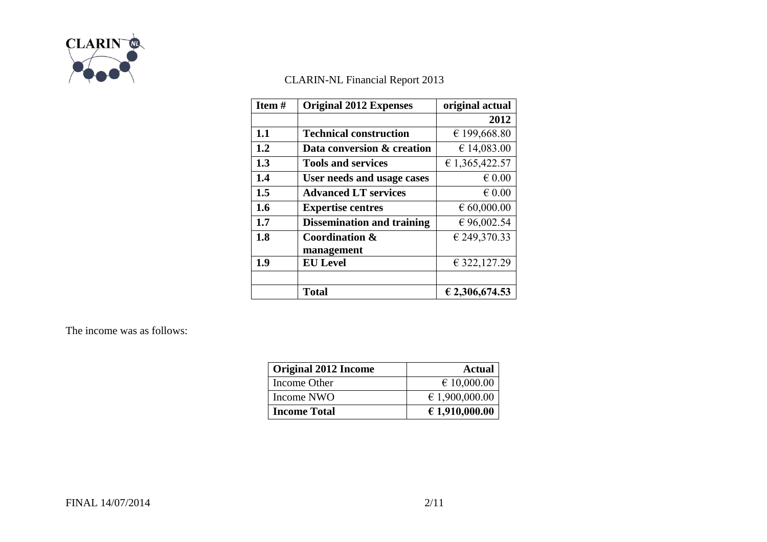CLARIN-NL Financial Report 2013

| Item # | Original 2012 Expenses | original actual 2012 |
|---|---|---|
| 1.1 | **Technical construction** | € 199,668.80 |
| 1.2 | **Data conversion & creation** | € 14,083.00 |
| 1.3 | **Tools and services** | € 1,365,422.57 |
| 1.4 | **User needs and usage cases** | € 0.00 |
| 1.5 | **Advanced LT services** | € 0.00 |
| 1.6 | **Expertise centres** | € 60,000.00 |
| 1.7 | **Dissemination and training** | € 96,002.54 |
| 1.8 | **Coordination & management** | € 249,370.33 |
| 1.9 | **EU Level** | € 322,127.29 |
| | | |
| | **Total** | **€ 2,306,674.53** |

The income was as follows:

| Original 2012 Income | Actual |
|---|---|
| Income Other | € 10,000.00 |
| Income NWO | € 1,900,000.00 |
| **Income Total** | **€ 1,910,000.00** |

FINAL 14/07/2014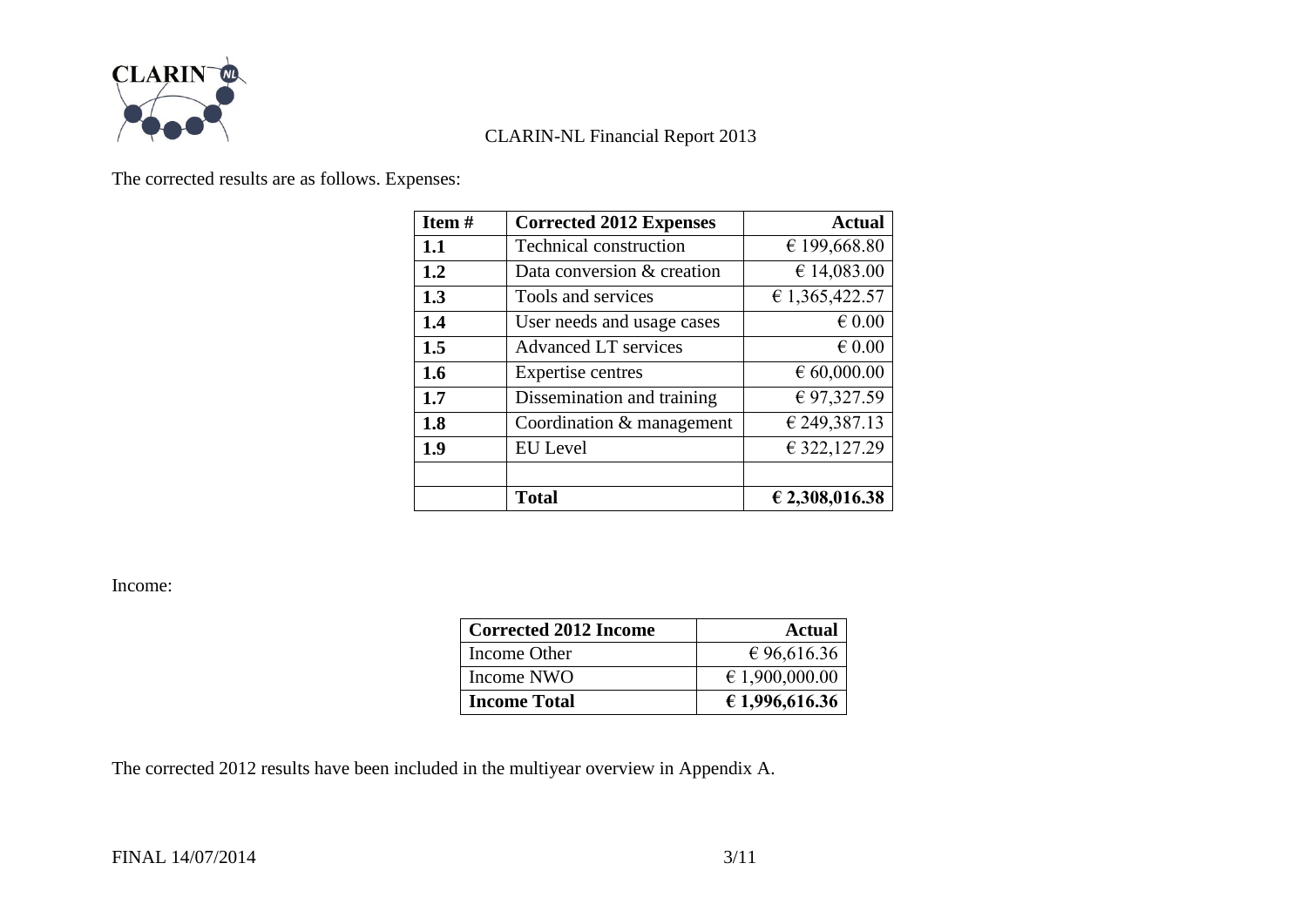The corrected results are as follows. Expenses:

| Item # | Corrected 2012 Expenses | Actual |
|---|---|---|
| **1.1** | Technical construction | € 199,668.80 |
| **1.2** | Data conversion & creation | € 14,083.00 |
| **1.3** | Tools and services | € 1,365,422.57 |
| **1.4** | User needs and usage cases | € 0.00 |
| **1.5** | Advanced LT services | € 0.00 |
| **1.6** | Expertise centres | € 60,000.00 |
| **1.7** | Dissemination and training | € 97,327.59 |
| **1.8** | Coordination & management | € 249,387.13 |
| **1.9** | EU Level | € 322,127.29 |
| | | |
| | **Total** | **€ 2,308,016.38** |

Income:

| Corrected 2012 Income | Actual |
|---|---|
| Income Other | € 96,616.36 |
| Income NWO | € 1,900,000.00 |
| **Income Total** | **€ 1,996,616.36** |

The corrected 2012 results have been included in the multiyear overview in Appendix A.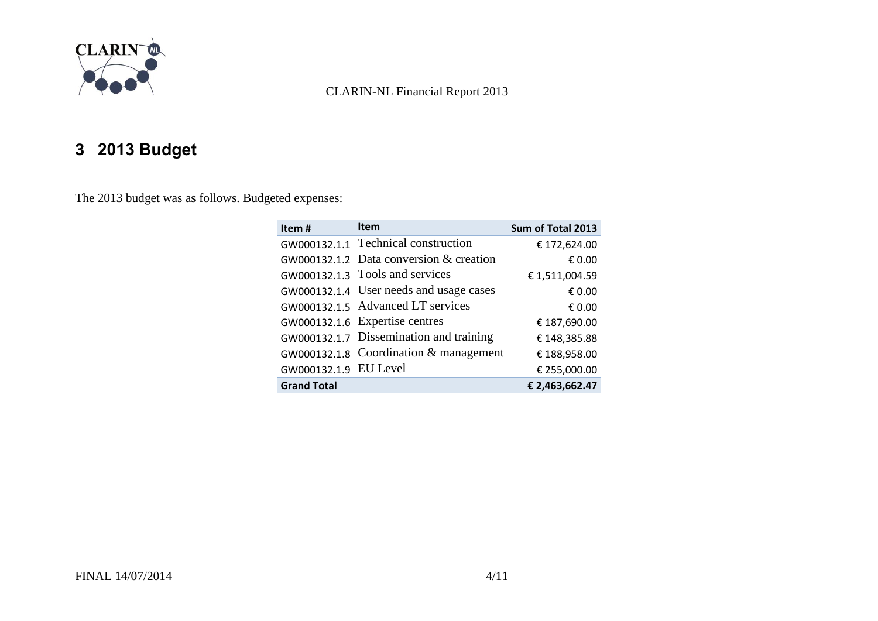# 3 2013 Budget

The 2013 budget was as follows. Budgeted expenses:

| Item # | Item | Sum of Total 2013 |
|---|---|---|
| GW000132.1.1 | Technical construction | € 172,624.00 |
| GW000132.1.2 | Data conversion & creation | € 0.00 |
| GW000132.1.3 | Tools and services | € 1,511,004.59 |
| GW000132.1.4 | User needs and usage cases | € 0.00 |
| GW000132.1.5 | Advanced LT services | € 0.00 |
| GW000132.1.6 | Expertise centres | € 187,690.00 |
| GW000132.1.7 | Dissemination and training | € 148,385.88 |
| GW000132.1.8 | Coordination & management | € 188,958.00 |
| GW000132.1.9 | EU Level | € 255,000.00 |
| **Grand Total** | | **€ 2,463,662.47** |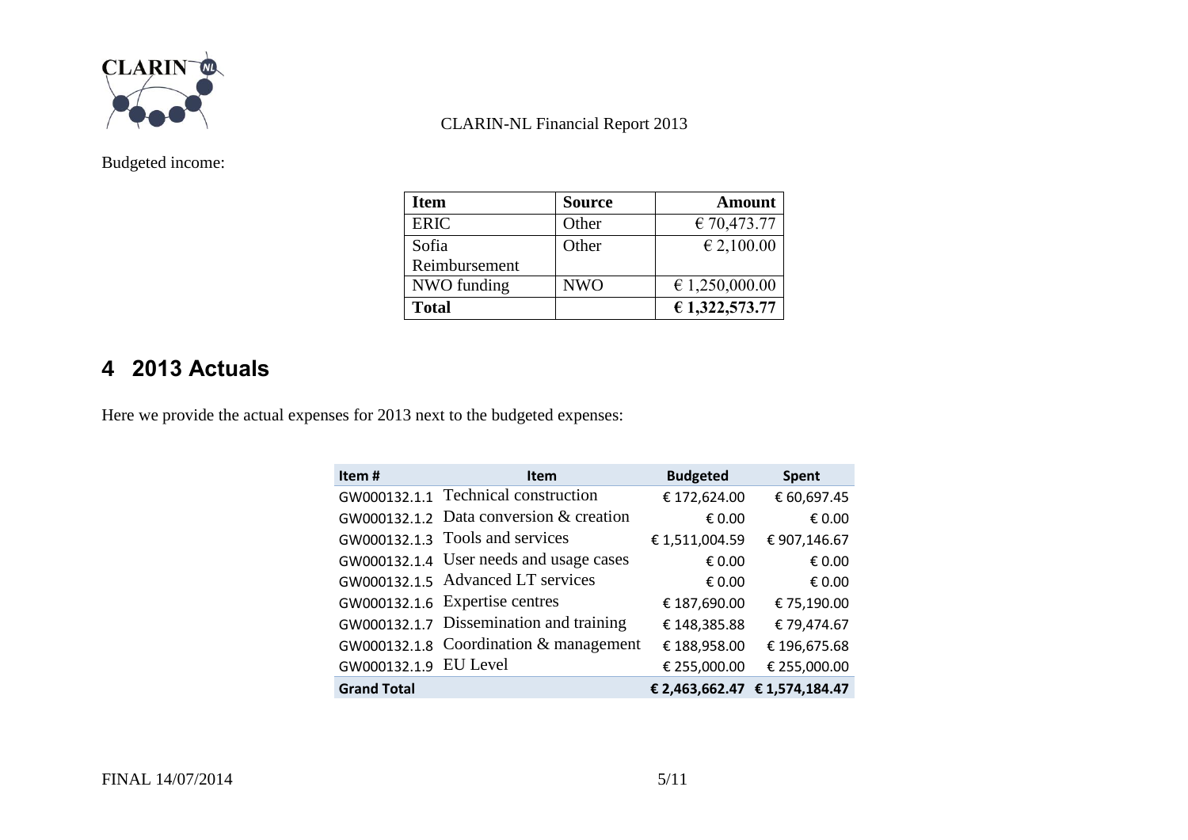Budgeted income:

| Item | Source | Amount |
|---|---|---|
| ERIC | Other | € 70,473.77 |
| Sofia Reimbursement | Other | € 2,100.00 |
| NWO funding | NWO | € 1,250,000.00 |
| **Total** | | **€ 1,322,573.77** |

## 4 2013 Actuals

Here we provide the actual expenses for 2013 next to the budgeted expenses:

| Item # | Item | Budgeted | Spent |
|---|---|---|---|
| GW000132.1.1 | Technical construction | € 172,624.00 | € 60,697.45 |
| GW000132.1.2 | Data conversion & creation | € 0.00 | € 0.00 |
| GW000132.1.3 | Tools and services | € 1,511,004.59 | € 907,146.67 |
| GW000132.1.4 | User needs and usage cases | € 0.00 | € 0.00 |
| GW000132.1.5 | Advanced LT services | € 0.00 | € 0.00 |
| GW000132.1.6 | Expertise centres | € 187,690.00 | € 75,190.00 |
| GW000132.1.7 | Dissemination and training | € 148,385.88 | € 79,474.67 |
| GW000132.1.8 | Coordination & management | € 188,958.00 | € 196,675.68 |
| GW000132.1.9 | EU Level | € 255,000.00 | € 255,000.00 |
| **Grand Total** | | **€ 2,463,662.47** | **€ 1,574,184.47** |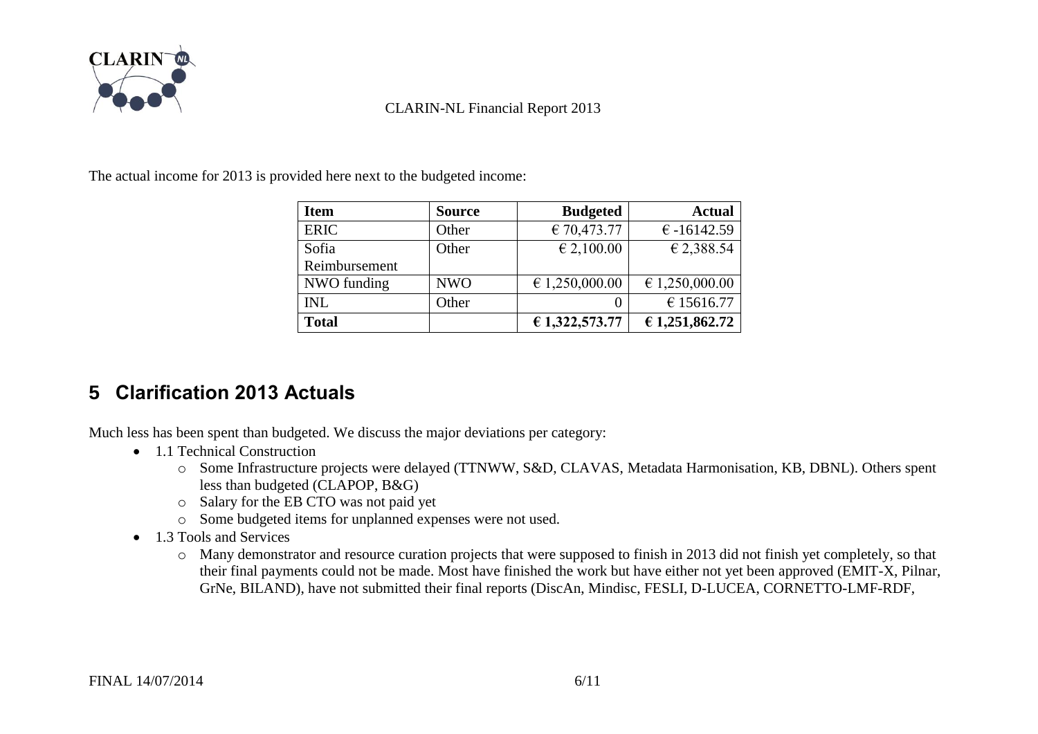The actual income for 2013 is provided here next to the budgeted income:

| **Item** | **Source** | **Budgeted** | **Actual** |
|---|---|---|---|
| ERIC | Other | € 70,473.77 | € -16142.59 |
| Sofia Reimbursement | Other | € 2,100.00 | € 2,388.54 |
| NWO funding | NWO | € 1,250,000.00 | € 1,250,000.00 |
| INL | Other | 0 | € 15616.77 |
| **Total** | | **€ 1,322,573.77** | **€ 1,251,862.72** |

## 5 Clarification 2013 Actuals

Much less has been spent than budgeted. We discuss the major deviations per category:

- 1.1 Technical Construction
    - Some Infrastructure projects were delayed (TTNWW, S&D, CLAVAS, Metadata Harmonisation, KB, DBNL). Others spent less than budgeted (CLAPOP, B&G)
    - Salary for the EB CTO was not paid yet
    - Some budgeted items for unplanned expenses were not used.
- 1.3 Tools and Services
    - Many demonstrator and resource curation projects that were supposed to finish in 2013 did not finish yet completely, so that their final payments could not be made. Most have finished the work but have either not yet been approved (EMIT-X, Pilnar, GrNe, BILAND), have not submitted their final reports (DiscAn, Mindisc, FESLI, D-LUCEA, CORNETTO-LMF-RDF,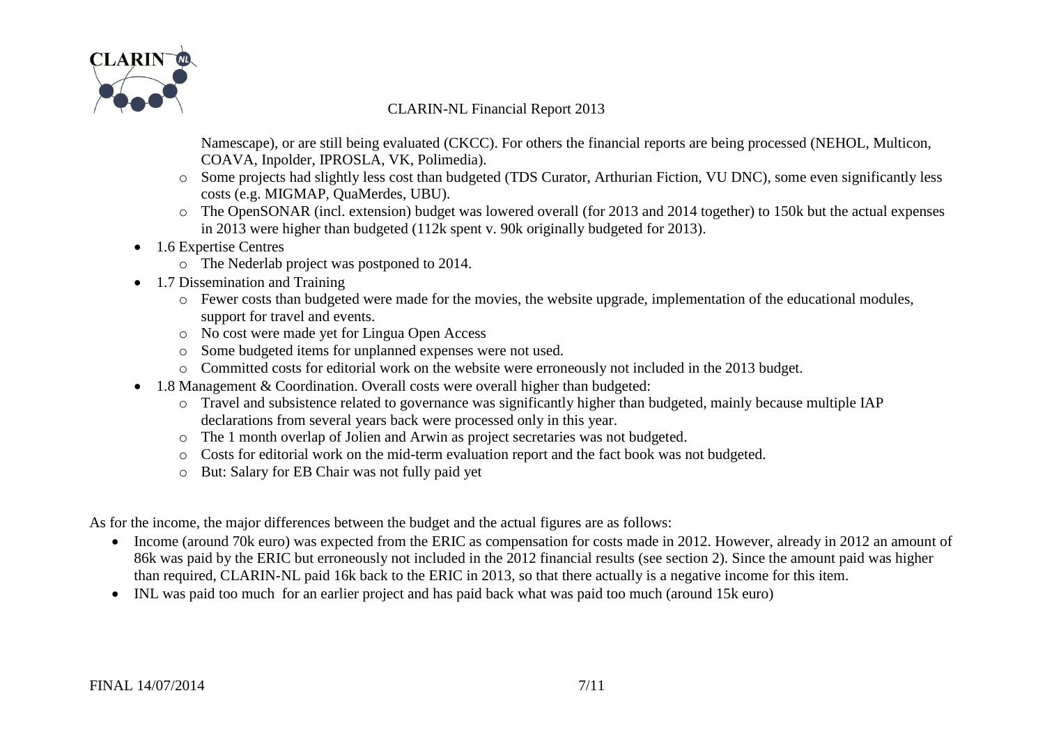Namescape), or are still being evaluated (CKCC). For others the financial reports are being processed (NEHOL, Multicon, COAVA, Inpolder, IPROSLA, VK, Polimedia).
  - Some projects had slightly less cost than budgeted (TDS Curator, Arthurian Fiction, VU DNC), some even significantly less costs (e.g. MIGMAP, QuaMerdes, UBU).
  - The OpenSONAR (incl. extension) budget was lowered overall (for 2013 and 2014 together) to 150k but the actual expenses in 2013 were higher than budgeted (112k spent v. 90k originally budgeted for 2013).
- 1.6 Expertise Centres
  - The Nederlab project was postponed to 2014.
- 1.7 Dissemination and Training
  - Fewer costs than budgeted were made for the movies, the website upgrade, implementation of the educational modules, support for travel and events.
  - No cost were made yet for Lingua Open Access
  - Some budgeted items for unplanned expenses were not used.
  - Committed costs for editorial work on the website were erroneously not included in the 2013 budget.
- 1.8 Management & Coordination. Overall costs were overall higher than budgeted:
  - Travel and subsistence related to governance was significantly higher than budgeted, mainly because multiple IAP declarations from several years back were processed only in this year.
  - The 1 month overlap of Jolien and Arwin as project secretaries was not budgeted.
  - Costs for editorial work on the mid-term evaluation report and the fact book was not budgeted.
  - But: Salary for EB Chair was not fully paid yet

As for the income, the major differences between the budget and the actual figures are as follows:

- Income (around 70k euro) was expected from the ERIC as compensation for costs made in 2012. However, already in 2012 an amount of 86k was paid by the ERIC but erroneously not included in the 2012 financial results (see section 2). Since the amount paid was higher than required, CLARIN-NL paid 16k back to the ERIC in 2013, so that there actually is a negative income for this item.
- INL was paid too much for an earlier project and has paid back what was paid too much (around 15k euro)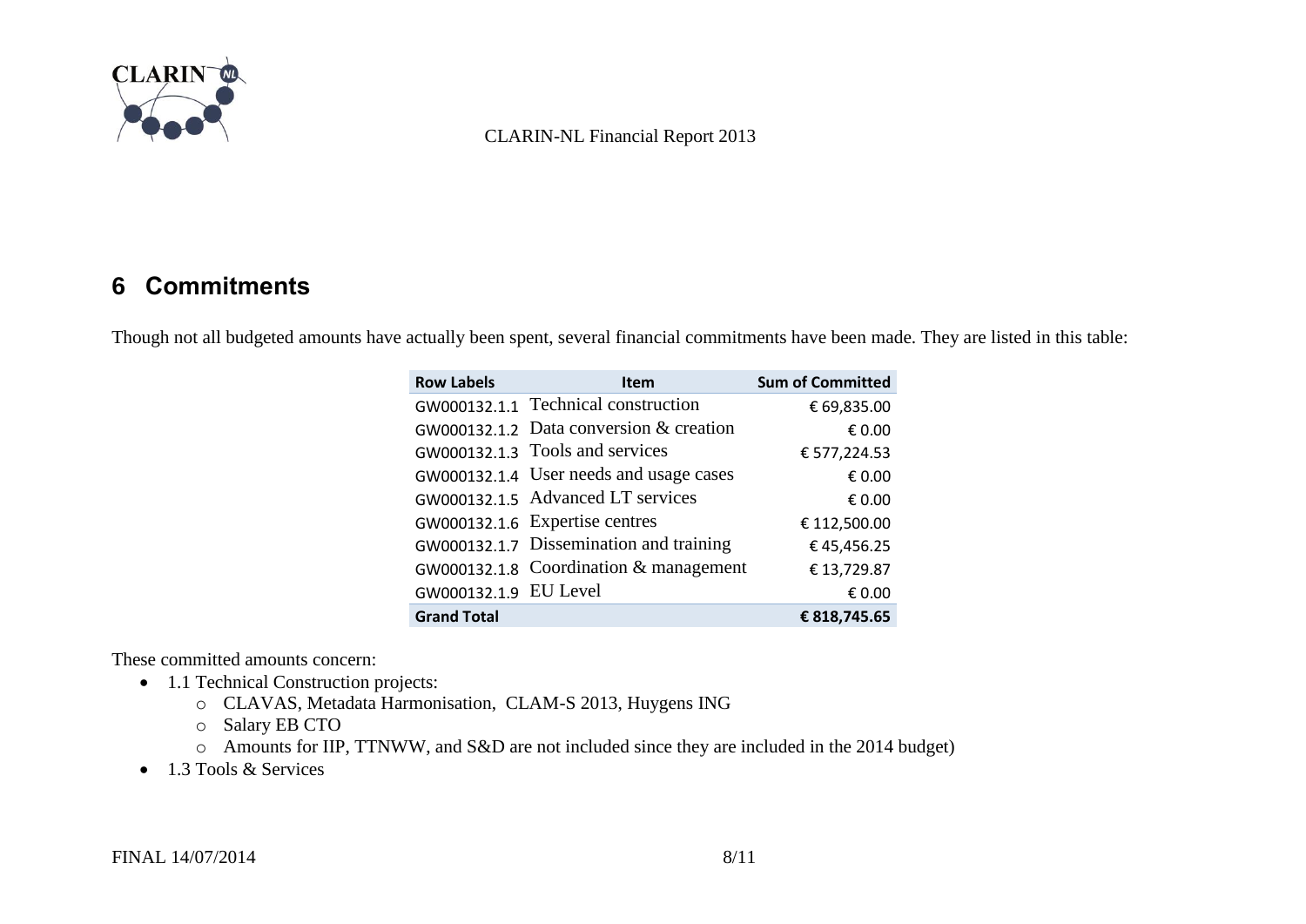# 6 Commitments

Though not all budgeted amounts have actually been spent, several financial commitments have been made. They are listed in this table:

| Row Labels | Item | Sum of Committed |
|---|---|---|
| GW000132.1.1 | Technical construction | € 69,835.00 |
| GW000132.1.2 | Data conversion & creation | € 0.00 |
| GW000132.1.3 | Tools and services | € 577,224.53 |
| GW000132.1.4 | User needs and usage cases | € 0.00 |
| GW000132.1.5 | Advanced LT services | € 0.00 |
| GW000132.1.6 | Expertise centres | € 112,500.00 |
| GW000132.1.7 | Dissemination and training | € 45,456.25 |
| GW000132.1.8 | Coordination & management | € 13,729.87 |
| GW000132.1.9 | EU Level | € 0.00 |
| **Grand Total** | | **€ 818,745.65** |

These committed amounts concern:

- 1.1 Technical Construction projects:
  - CLAVAS, Metadata Harmonisation, CLAM-S 2013, Huygens ING
  - Salary EB CTO
  - Amounts for IIP, TTNWW, and S&D are not included since they are included in the 2014 budget)
- 1.3 Tools & Services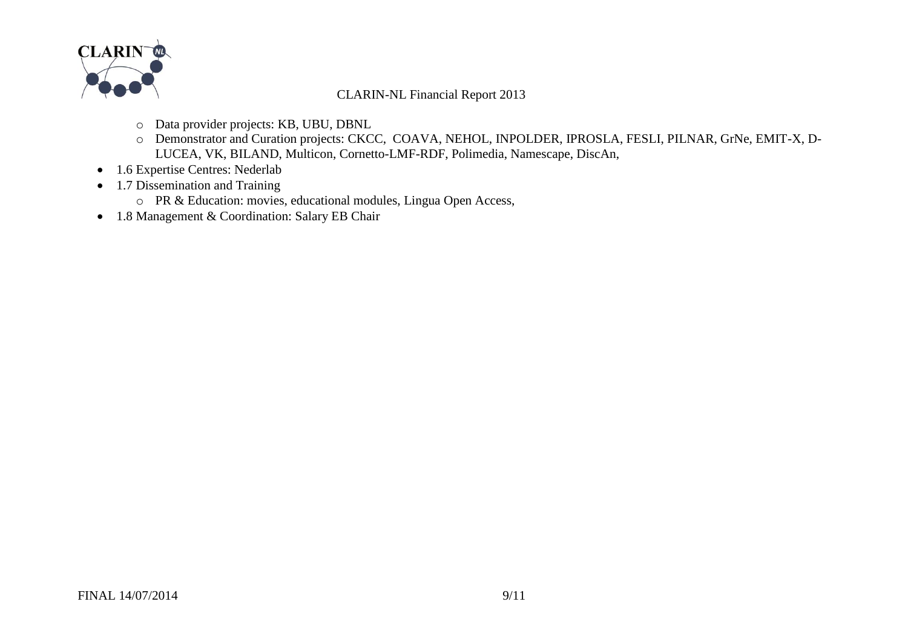- Data provider projects: KB, UBU, DBNL
  - Demonstrator and Curation projects: CKCC, COAVA, NEHOL, INPOLDER, IPROSLA, FESLI, PILNAR, GrNe, EMIT-X, D-LUCEA, VK, BILAND, Multicon, Cornetto-LMF-RDF, Polimedia, Namescape, DiscAn,
- 1.6 Expertise Centres: Nederlab
- 1.7 Dissemination and Training
  - PR & Education: movies, educational modules, Lingua Open Access,
- 1.8 Management & Coordination: Salary EB Chair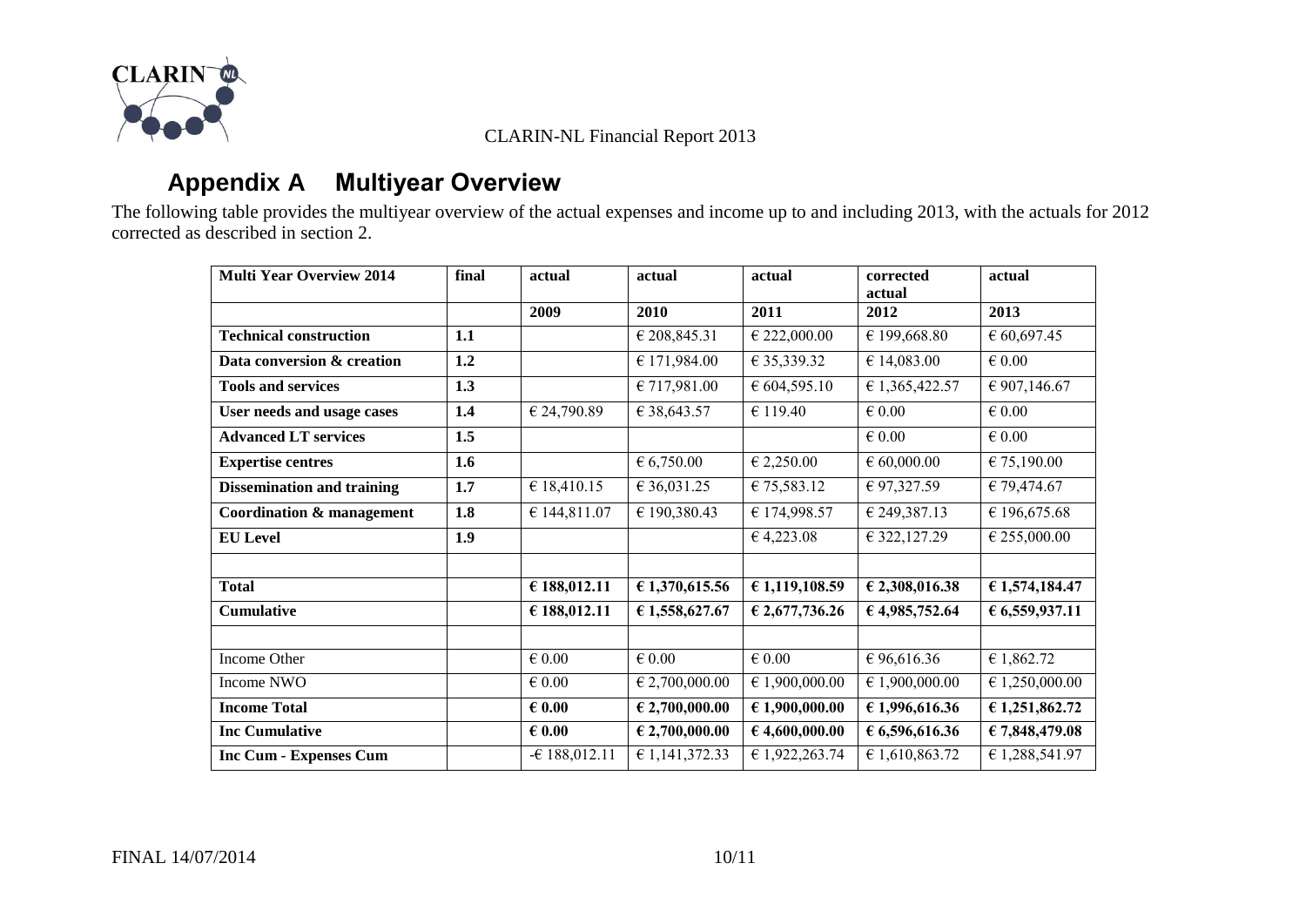## Appendix A Multiyear Overview

The following table provides the multiyear overview of the actual expenses and income up to and including 2013, with the actuals for 2012 corrected as described in section 2.

| **Multi Year Overview 2014** | **final** | **actual** | **actual** | **actual** | **corrected actual** | **actual** |
|---|---|---|---|---|---|---|
| | | **2009** | **2010** | **2011** | **2012** | **2013** |
| **Technical construction** | **1.1** | | € 208,845.31 | € 222,000.00 | € 199,668.80 | € 60,697.45 |
| **Data conversion & creation** | **1.2** | | € 171,984.00 | € 35,339.32 | € 14,083.00 | € 0.00 |
| **Tools and services** | **1.3** | | € 717,981.00 | € 604,595.10 | € 1,365,422.57 | € 907,146.67 |
| **User needs and usage cases** | **1.4** | € 24,790.89 | € 38,643.57 | € 119.40 | € 0.00 | € 0.00 |
| **Advanced LT services** | **1.5** | | | | € 0.00 | € 0.00 |
| **Expertise centres** | **1.6** | | € 6,750.00 | € 2,250.00 | € 60,000.00 | € 75,190.00 |
| **Dissemination and training** | **1.7** | € 18,410.15 | € 36,031.25 | € 75,583.12 | € 97,327.59 | € 79,474.67 |
| **Coordination & management** | **1.8** | € 144,811.07 | € 190,380.43 | € 174,998.57 | € 249,387.13 | € 196,675.68 |
| **EU Level** | **1.9** | | | € 4,223.08 | € 322,127.29 | € 255,000.00 |
| | | | | | | |
| **Total** | | **€ 188,012.11** | **€ 1,370,615.56** | **€ 1,119,108.59** | **€ 2,308,016.38** | **€ 1,574,184.47** |
| **Cumulative** | | **€ 188,012.11** | **€ 1,558,627.67** | **€ 2,677,736.26** | **€ 4,985,752.64** | **€ 6,559,937.11** |
| | | | | | | |
| Income Other | | € 0.00 | € 0.00 | € 0.00 | € 96,616.36 | € 1,862.72 |
| Income NWO | | € 0.00 | € 2,700,000.00 | € 1,900,000.00 | € 1,900,000.00 | € 1,250,000.00 |
| **Income Total** | | **€ 0.00** | **€ 2,700,000.00** | **€ 1,900,000.00** | **€ 1,996,616.36** | **€ 1,251,862.72** |
| **Inc Cumulative** | | **€ 0.00** | **€ 2,700,000.00** | **€ 4,600,000.00** | **€ 6,596,616.36** | **€ 7,848,479.08** |
| **Inc Cum - Expenses Cum** | | -€ 188,012.11 | € 1,141,372.33 | € 1,922,263.74 | € 1,610,863.72 | € 1,288,541.97 |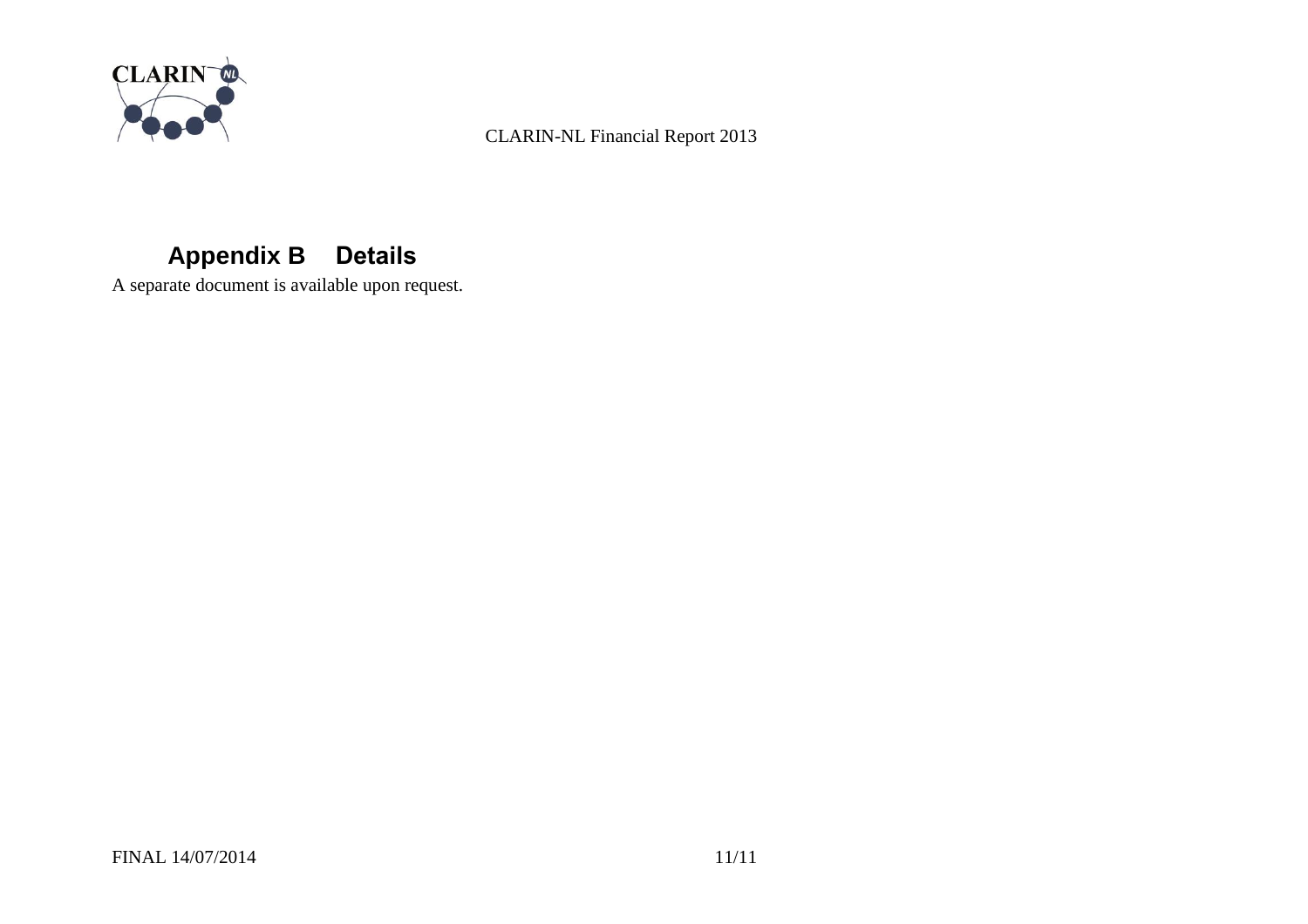# Appendix B Details

A separate document is available upon request.